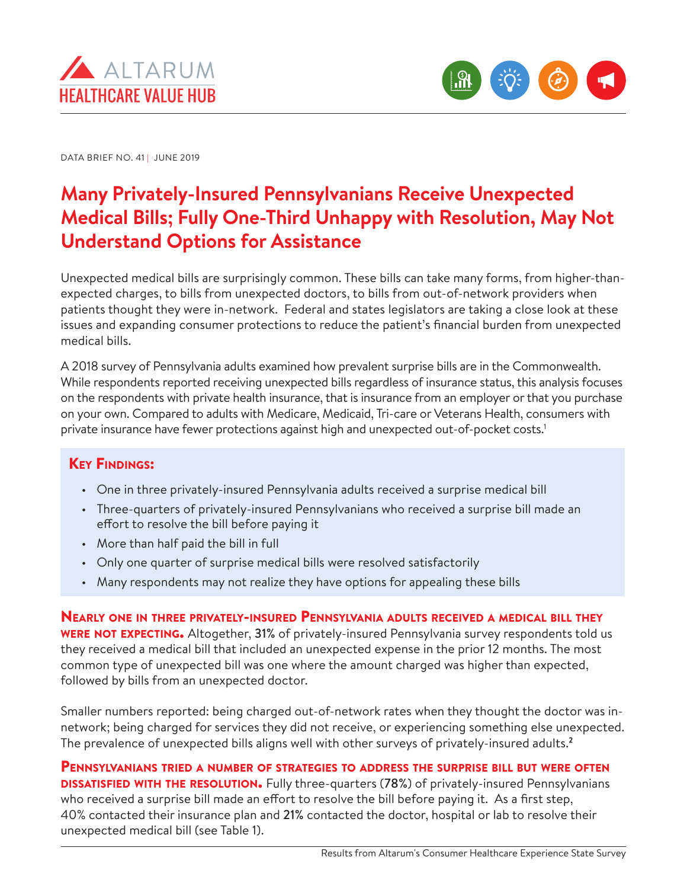ALTARUM
HEALTHCARE VALUE HUB

DATA BRIEF NO. 41 | JUNE 2019

# Many Privately-Insured Pennsylvanians Receive Unexpected Medical Bills; Fully One-Third Unhappy with Resolution, May Not Understand Options for Assistance

Unexpected medical bills are surprisingly common. These bills can take many forms, from higher-than-expected charges, to bills from unexpected doctors, to bills from out-of-network providers when patients thought they were in-network. Federal and states legislators are taking a close look at these issues and expanding consumer protections to reduce the patient's financial burden from unexpected medical bills.

A 2018 survey of Pennsylvania adults examined how prevalent surprise bills are in the Commonwealth. While respondents reported receiving unexpected bills regardless of insurance status, this analysis focuses on the respondents with private health insurance, that is insurance from an employer or that you purchase on your own. Compared to adults with Medicare, Medicaid, Tri-care or Veterans Health, consumers with private insurance have fewer protections against high and unexpected out-of-pocket costs.[1]

## Key Findings:

- One in three privately-insured Pennsylvania adults received a surprise medical bill
- Three-quarters of privately-insured Pennsylvanians who received a surprise bill made an effort to resolve the bill before paying it
- More than half paid the bill in full
- Only one quarter of surprise medical bills were resolved satisfactorily
- Many respondents may not realize they have options for appealing these bills

**Nearly one in three privately-insured Pennsylvania adults received a medical bill they were not expecting.** Altogether, **31%** of privately-insured Pennsylvania survey respondents told us they received a medical bill that included an unexpected expense in the prior 12 months. The most common type of unexpected bill was one where the amount charged was higher than expected, followed by bills from an unexpected doctor.

Smaller numbers reported: being charged out-of-network rates when they thought the doctor was in-network; being charged for services they did not receive, or experiencing something else unexpected. The prevalence of unexpected bills aligns well with other surveys of privately-insured adults.[2]

**Pennsylvanians tried a number of strategies to address the surprise bill but were often dissatisfied with the resolution.** Fully three-quarters (**78%**) of privately-insured Pennsylvanians who received a surprise bill made an effort to resolve the bill before paying it. As a first step, 40% contacted their insurance plan and **21%** contacted the doctor, hospital or lab to resolve their unexpected medical bill (see Table 1).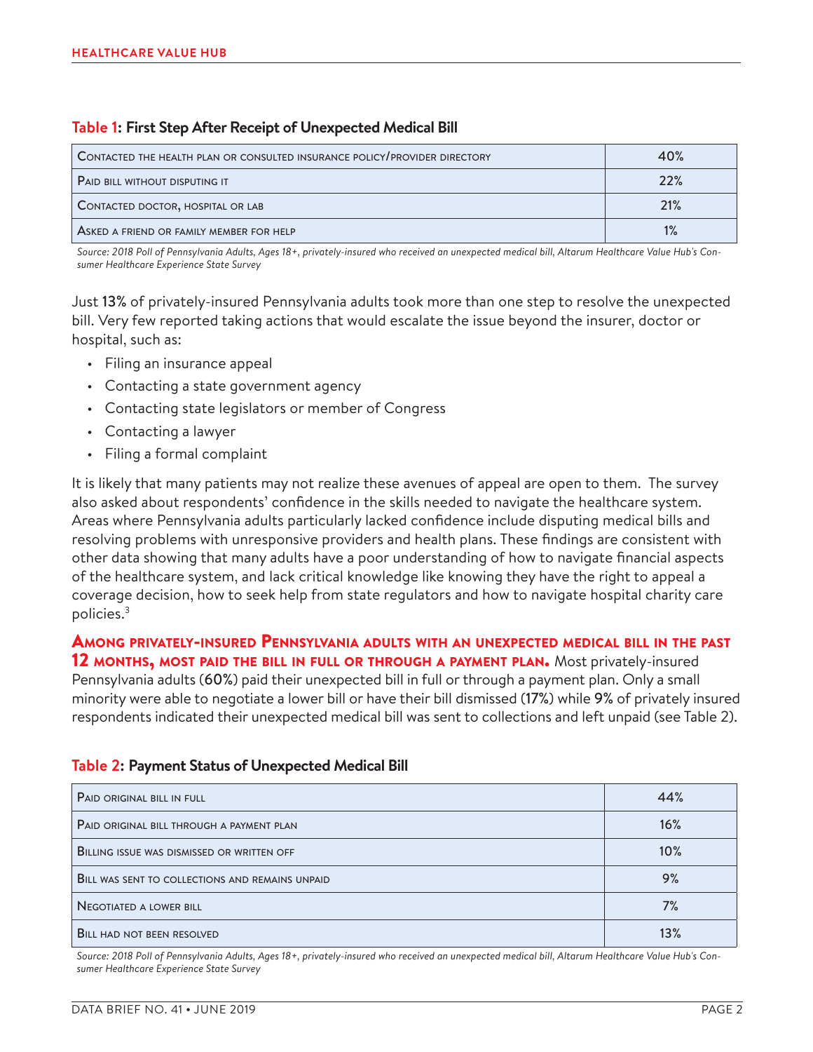**Table 1: First Step After Receipt of Unexpected Medical Bill**

| | |
|---|---|
| Contacted the health plan or consulted insurance policy/provider directory | 40% |
| Paid bill without disputing it | 22% |
| Contacted doctor, hospital or lab | 21% |
| Asked a friend or family member for help | 1% |

*Source: 2018 Poll of Pennsylvania Adults, Ages 18+, privately-insured who received an unexpected medical bill, Altarum Healthcare Value Hub's Consumer Healthcare Experience State Survey*

Just 13% of privately-insured Pennsylvania adults took more than one step to resolve the unexpected bill. Very few reported taking actions that would escalate the issue beyond the insurer, doctor or hospital, such as:

- Filing an insurance appeal
- Contacting a state government agency
- Contacting state legislators or member of Congress
- Contacting a lawyer
- Filing a formal complaint

It is likely that many patients may not realize these avenues of appeal are open to them. The survey also asked about respondents' confidence in the skills needed to navigate the healthcare system. Areas where Pennsylvania adults particularly lacked confidence include disputing medical bills and resolving problems with unresponsive providers and health plans. These findings are consistent with other data showing that many adults have a poor understanding of how to navigate financial aspects of the healthcare system, and lack critical knowledge like knowing they have the right to appeal a coverage decision, how to seek help from state regulators and how to navigate hospital charity care policies.[3]

**Among privately-insured Pennsylvania adults with an unexpected medical bill in the past 12 months, most paid the bill in full or through a payment plan.** Most privately-insured Pennsylvania adults (60%) paid their unexpected bill in full or through a payment plan. Only a small minority were able to negotiate a lower bill or have their bill dismissed (17%) while 9% of privately insured respondents indicated their unexpected medical bill was sent to collections and left unpaid (see Table 2).

**Table 2: Payment Status of Unexpected Medical Bill**

| | |
|---|---|
| Paid original bill in full | 44% |
| Paid original bill through a payment plan | 16% |
| Billing issue was dismissed or written off | 10% |
| Bill was sent to collections and remains unpaid | 9% |
| Negotiated a lower bill | 7% |
| Bill had not been resolved | 13% |

*Source: 2018 Poll of Pennsylvania Adults, Ages 18+, privately-insured who received an unexpected medical bill, Altarum Healthcare Value Hub's Consumer Healthcare Experience State Survey*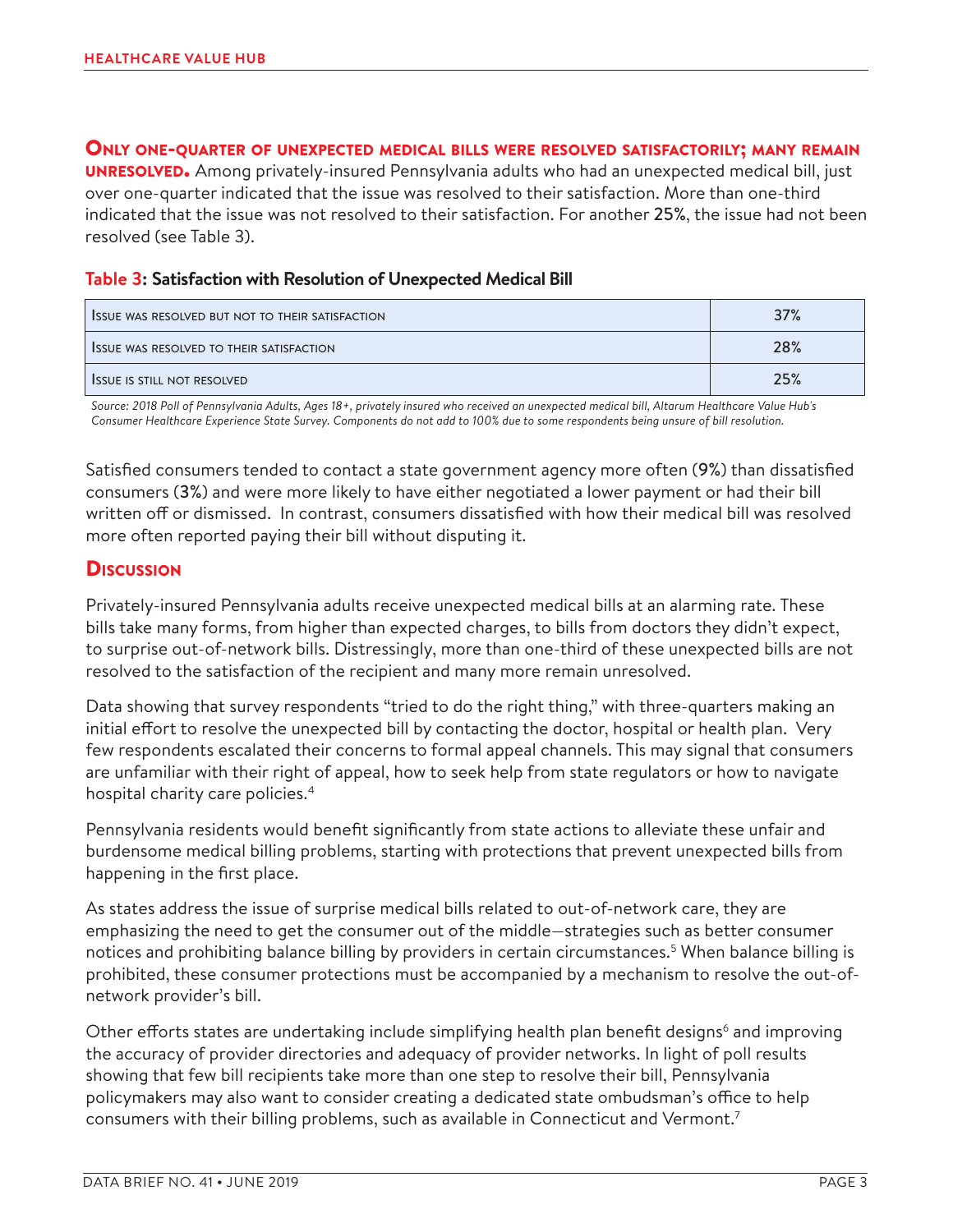**Only one-quarter of unexpected medical bills were resolved satisfactorily; many remain unresolved.** Among privately-insured Pennsylvania adults who had an unexpected medical bill, just over one-quarter indicated that the issue was resolved to their satisfaction. More than one-third indicated that the issue was not resolved to their satisfaction. For another 25%, the issue had not been resolved (see Table 3).

**Table 3: Satisfaction with Resolution of Unexpected Medical Bill**

| | |
|---|---|
| Issue was resolved but not to their satisfaction | 37% |
| Issue was resolved to their satisfaction | 28% |
| Issue is still not resolved | 25% |

*Source: 2018 Poll of Pennsylvania Adults, Ages 18+, privately insured who received an unexpected medical bill, Altarum Healthcare Value Hub's Consumer Healthcare Experience State Survey. Components do not add to 100% due to some respondents being unsure of bill resolution.*

Satisfied consumers tended to contact a state government agency more often (9%) than dissatisfied consumers (3%) and were more likely to have either negotiated a lower payment or had their bill written off or dismissed. In contrast, consumers dissatisfied with how their medical bill was resolved more often reported paying their bill without disputing it.

## Discussion

Privately-insured Pennsylvania adults receive unexpected medical bills at an alarming rate. These bills take many forms, from higher than expected charges, to bills from doctors they didn't expect, to surprise out-of-network bills. Distressingly, more than one-third of these unexpected bills are not resolved to the satisfaction of the recipient and many more remain unresolved.

Data showing that survey respondents "tried to do the right thing," with three-quarters making an initial effort to resolve the unexpected bill by contacting the doctor, hospital or health plan. Very few respondents escalated their concerns to formal appeal channels. This may signal that consumers are unfamiliar with their right of appeal, how to seek help from state regulators or how to navigate hospital charity care policies.[4]

Pennsylvania residents would benefit significantly from state actions to alleviate these unfair and burdensome medical billing problems, starting with protections that prevent unexpected bills from happening in the first place.

As states address the issue of surprise medical bills related to out-of-network care, they are emphasizing the need to get the consumer out of the middle—strategies such as better consumer notices and prohibiting balance billing by providers in certain circumstances.[5] When balance billing is prohibited, these consumer protections must be accompanied by a mechanism to resolve the out-of-network provider's bill.

Other efforts states are undertaking include simplifying health plan benefit designs[6] and improving the accuracy of provider directories and adequacy of provider networks. In light of poll results showing that few bill recipients take more than one step to resolve their bill, Pennsylvania policymakers may also want to consider creating a dedicated state ombudsman's office to help consumers with their billing problems, such as available in Connecticut and Vermont.[7]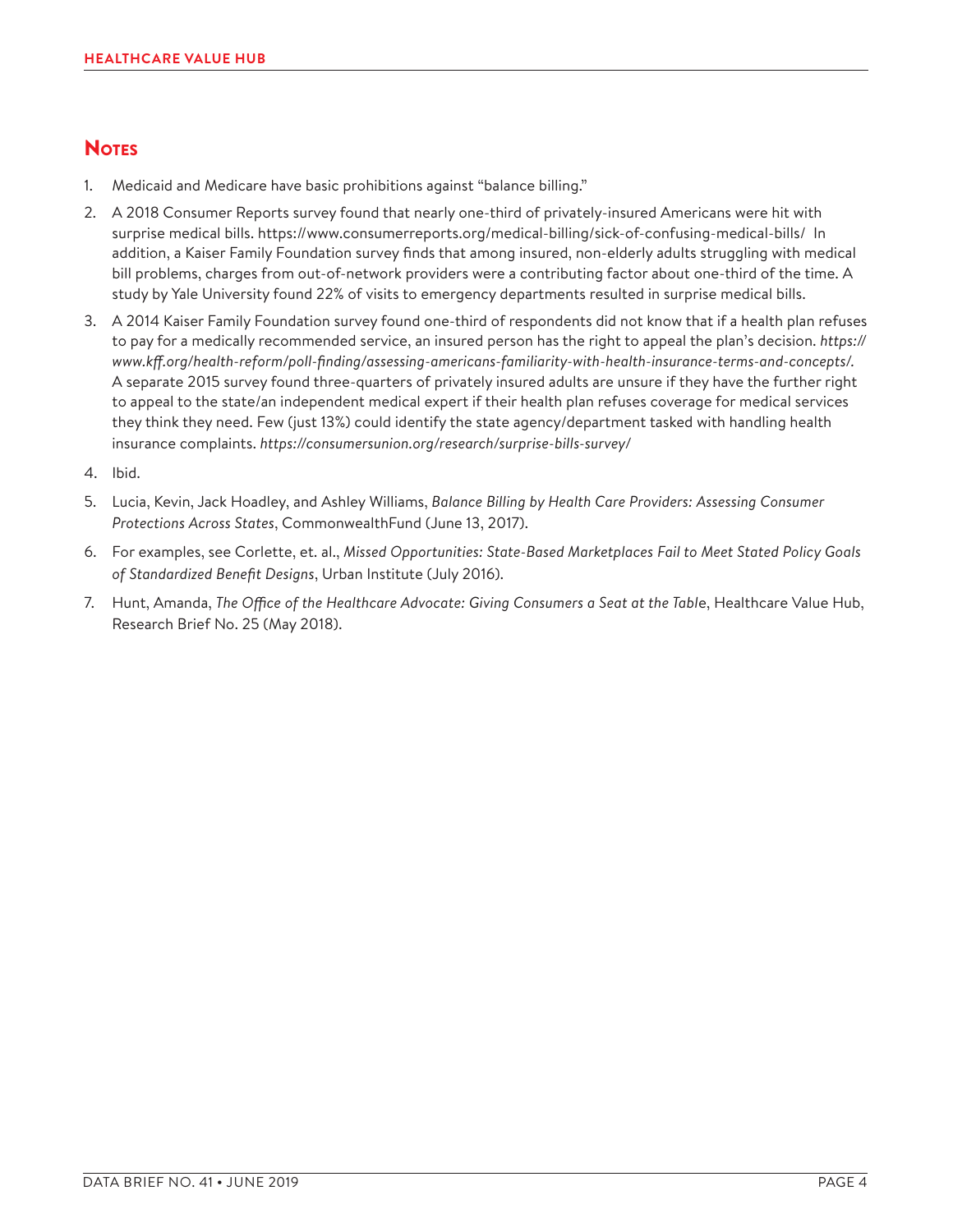## Notes

1. Medicaid and Medicare have basic prohibitions against "balance billing."
2. A 2018 Consumer Reports survey found that nearly one-third of privately-insured Americans were hit with surprise medical bills. https://www.consumerreports.org/medical-billing/sick-of-confusing-medical-bills/ In addition, a Kaiser Family Foundation survey finds that among insured, non-elderly adults struggling with medical bill problems, charges from out-of-network providers were a contributing factor about one-third of the time. A study by Yale University found 22% of visits to emergency departments resulted in surprise medical bills.
3. A 2014 Kaiser Family Foundation survey found one-third of respondents did not know that if a health plan refuses to pay for a medically recommended service, an insured person has the right to appeal the plan's decision. *https://www.kff.org/health-reform/poll-finding/assessing-americans-familiarity-with-health-insurance-terms-and-concepts/.* A separate 2015 survey found three-quarters of privately insured adults are unsure if they have the further right to appeal to the state/an independent medical expert if their health plan refuses coverage for medical services they think they need. Few (just 13%) could identify the state agency/department tasked with handling health insurance complaints. *https://consumersunion.org/research/surprise-bills-survey/*
4. Ibid.
5. Lucia, Kevin, Jack Hoadley, and Ashley Williams, *Balance Billing by Health Care Providers: Assessing Consumer Protections Across States*, CommonwealthFund (June 13, 2017).
6. For examples, see Corlette, et. al., *Missed Opportunities: State-Based Marketplaces Fail to Meet Stated Policy Goals of Standardized Benefit Designs*, Urban Institute (July 2016).
7. Hunt, Amanda, *The Office of the Healthcare Advocate: Giving Consumers a Seat at the Table*, Healthcare Value Hub, Research Brief No. 25 (May 2018).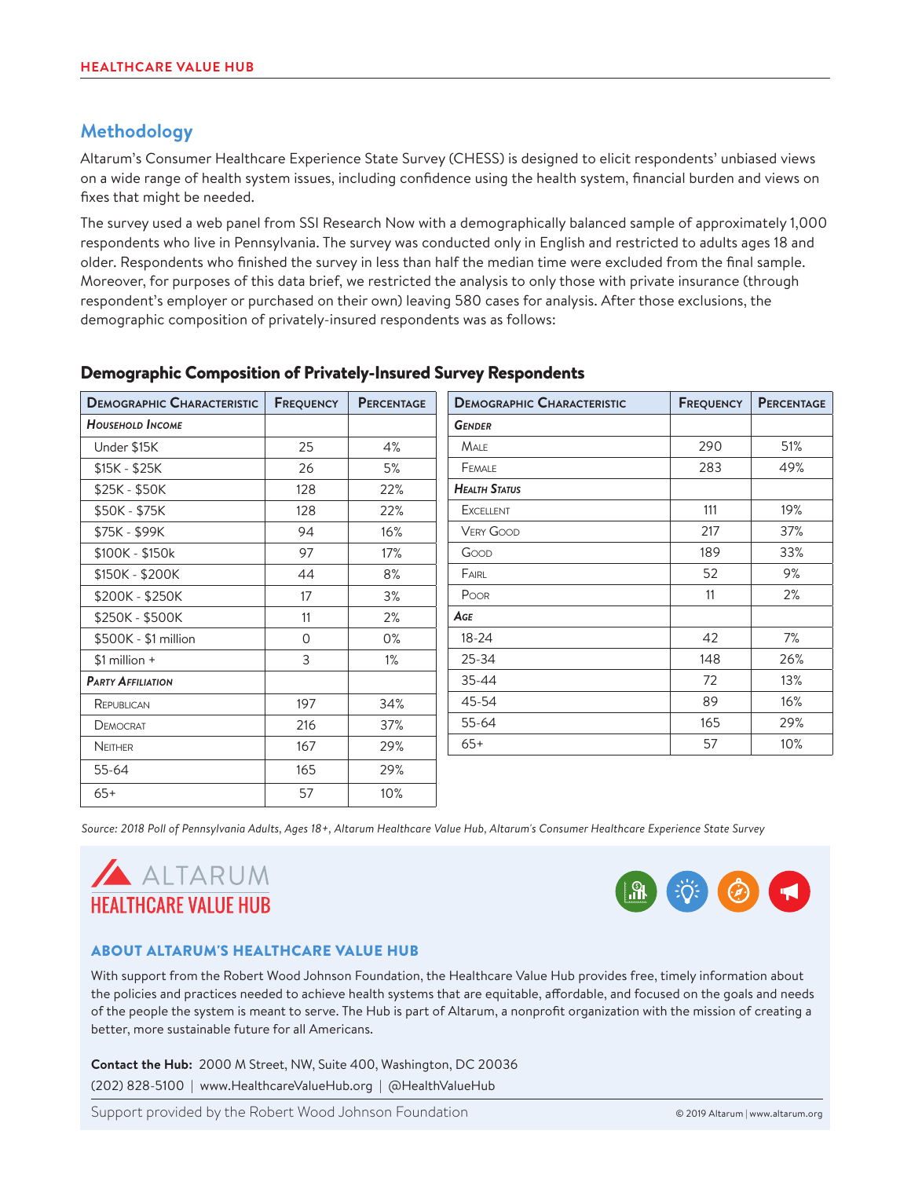## Methodology

Altarum's Consumer Healthcare Experience State Survey (CHESS) is designed to elicit respondents' unbiased views on a wide range of health system issues, including confidence using the health system, financial burden and views on fixes that might be needed.

The survey used a web panel from SSI Research Now with a demographically balanced sample of approximately 1,000 respondents who live in Pennsylvania. The survey was conducted only in English and restricted to adults ages 18 and older. Respondents who finished the survey in less than half the median time were excluded from the final sample. Moreover, for purposes of this data brief, we restricted the analysis to only those with private insurance (through respondent's employer or purchased on their own) leaving 580 cases for analysis. After those exclusions, the demographic composition of privately-insured respondents was as follows:

### Demographic Composition of Privately-Insured Survey Respondents

| Demographic Characteristic | Frequency | Percentage |
|---|---|---|
| ***Household Income*** | | |
| Under $15K | 25 | 4% |
| $15K - $25K | 26 | 5% |
| $25K - $50K | 128 | 22% |
| $50K - $75K | 128 | 22% |
| $75K - $99K | 94 | 16% |
| $100K - $150k | 97 | 17% |
| $150K - $200K | 44 | 8% |
| $200K - $250K | 17 | 3% |
| $250K - $500K | 11 | 2% |
| $500K - $1 million | 0 | 0% |
| $1 million + | 3 | 1% |
| ***Party Affiliation*** | | |
| Republican | 197 | 34% |
| Democrat | 216 | 37% |
| Neither | 167 | 29% |
| 55-64 | 165 | 29% |
| 65+ | 57 | 10% |

| Demographic Characteristic | Frequency | Percentage |
|---|---|---|
| ***Gender*** | | |
| Male | 290 | 51% |
| Female | 283 | 49% |
| ***Health Status*** | | |
| Excellent | 111 | 19% |
| Very Good | 217 | 37% |
| Good | 189 | 33% |
| Fairl | 52 | 9% |
| Poor | 11 | 2% |
| ***Age*** | | |
| 18-24 | 42 | 7% |
| 25-34 | 148 | 26% |
| 35-44 | 72 | 13% |
| 45-54 | 89 | 16% |
| 55-64 | 165 | 29% |
| 65+ | 57 | 10% |

*Source: 2018 Poll of Pennsylvania Adults, Ages 18+, Altarum Healthcare Value Hub, Altarum's Consumer Healthcare Experience State Survey*

ALTARUM
HEALTHCARE VALUE HUB

### ABOUT ALTARUM'S HEALTHCARE VALUE HUB

With support from the Robert Wood Johnson Foundation, the Healthcare Value Hub provides free, timely information about the policies and practices needed to achieve health systems that are equitable, affordable, and focused on the goals and needs of the people the system is meant to serve. The Hub is part of Altarum, a nonprofit organization with the mission of creating a better, more sustainable future for all Americans.

**Contact the Hub:** 2000 M Street, NW, Suite 400, Washington, DC 20036
(202) 828-5100 | www.HealthcareValueHub.org | @HealthValueHub

Support provided by the Robert Wood Johnson Foundation

© 2019 Altarum | www.altarum.org